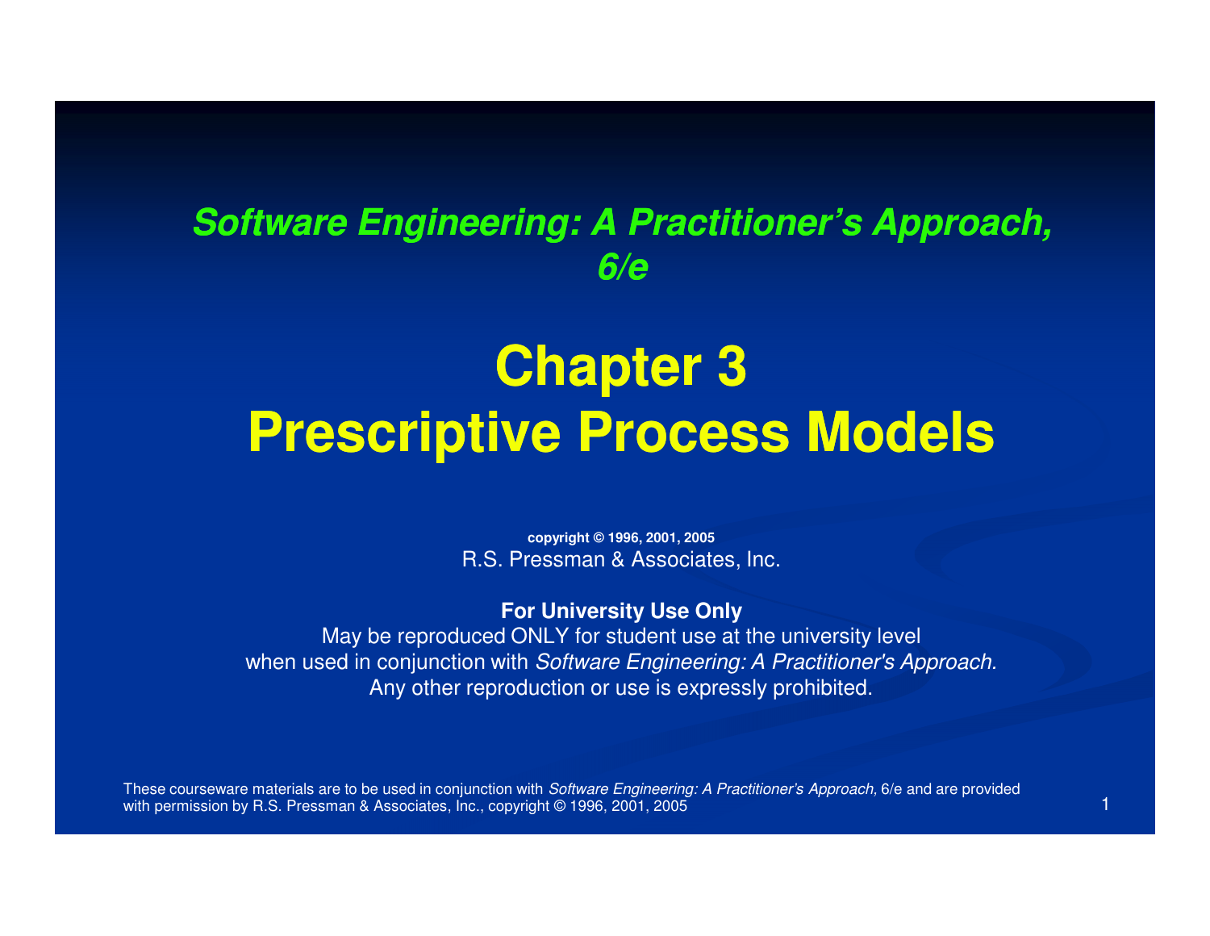***Software Engineering: A Practitioner's Approach, 6/e***

# Chapter 3
# Prescriptive Process Models

**copyright © 1996, 2001, 2005**
R.S. Pressman & Associates, Inc.

**For University Use Only**
May be reproduced ONLY for student use at the university level
when used in conjunction with *Software Engineering: A Practitioner's Approach.*
Any other reproduction or use is expressly prohibited.

These courseware materials are to be used in conjunction with *Software Engineering: A Practitioner's Approach,* 6/e and are provided with permission by R.S. Pressman & Associates, Inc., copyright © 1996, 2001, 2005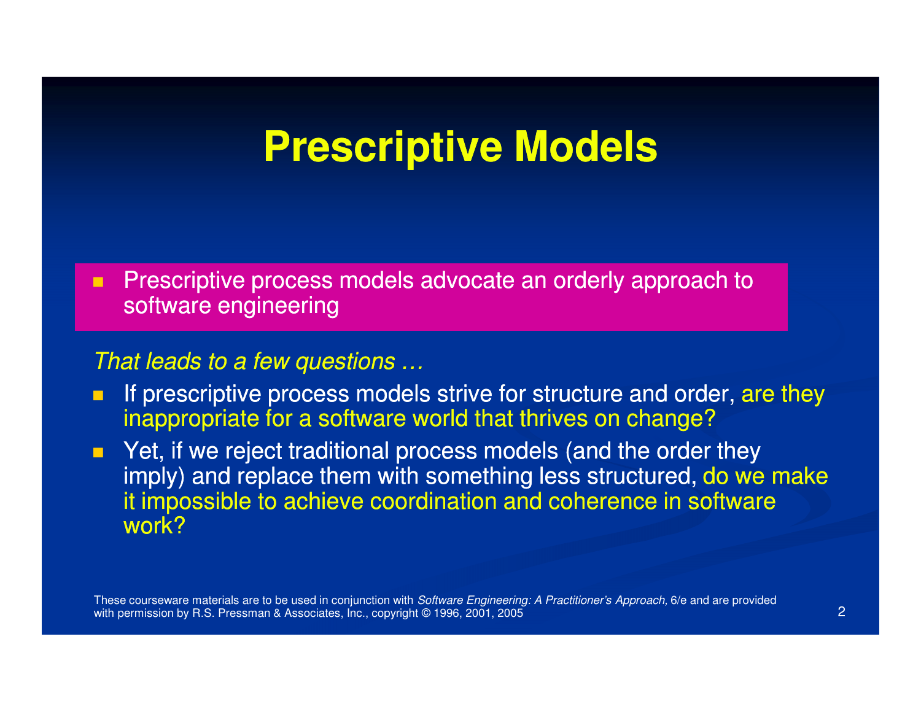# Prescriptive Models

- Prescriptive process models advocate an orderly approach to software engineering

*That leads to a few questions …*

- If prescriptive process models strive for structure and order, are they inappropriate for a software world that thrives on change?
- Yet, if we reject traditional process models (and the order they imply) and replace them with something less structured, do we make it impossible to achieve coordination and coherence in software work?

These courseware materials are to be used in conjunction with *Software Engineering: A Practitioner's Approach,* 6/e and are provided with permission by R.S. Pressman & Associates, Inc., copyright © 1996, 2001, 2005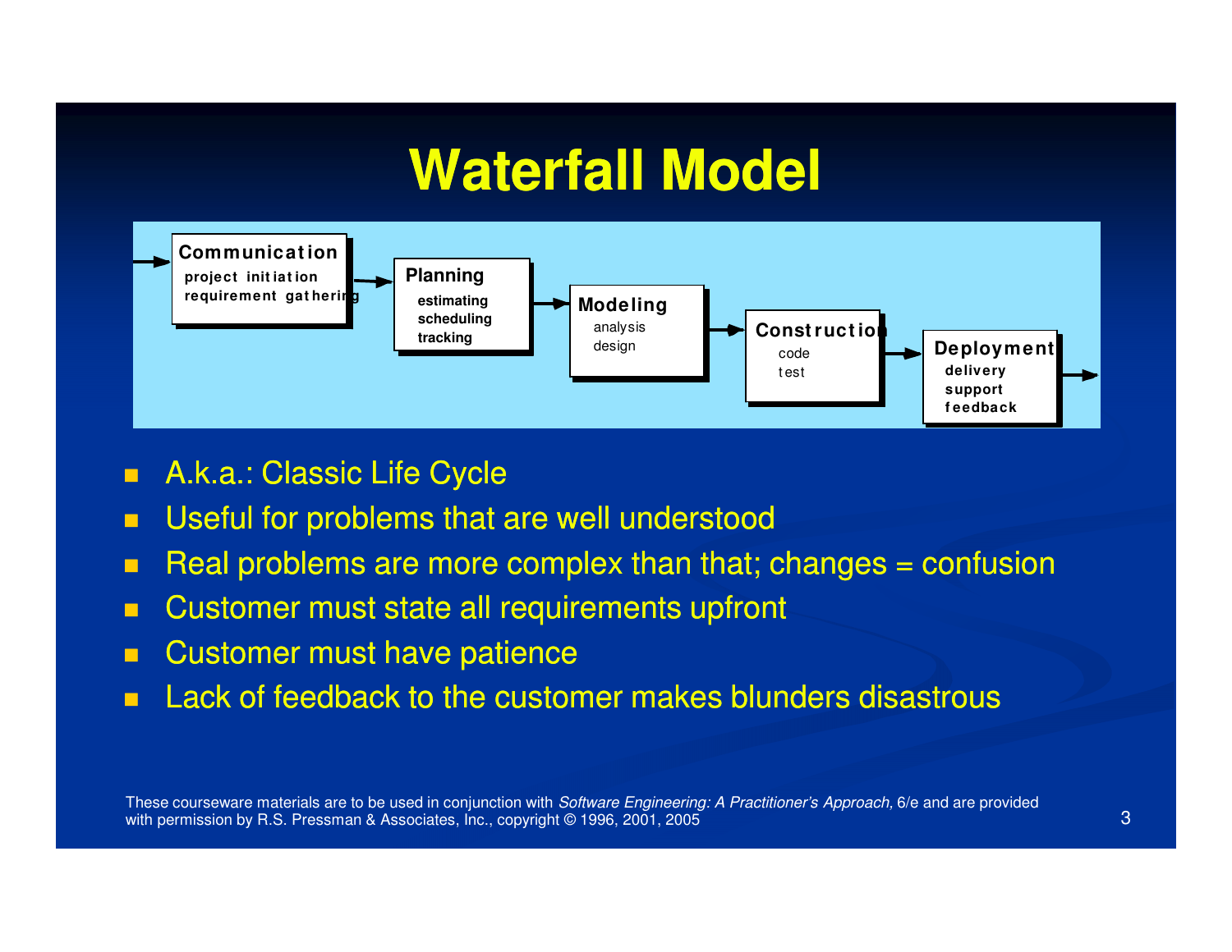# Waterfall Model

**Communication**
project initiation
requirement gathering

**Planning**
estimating
scheduling
tracking

**Modeling**
analysis
design

**Construction**
code
test

**Deployment**
delivery
support
feedback

- A.k.a.: Classic Life Cycle
- Useful for problems that are well understood
- Real problems are more complex than that; changes = confusion
- Customer must state all requirements upfront
- Customer must have patience
- Lack of feedback to the customer makes blunders disastrous

These courseware materials are to be used in conjunction with *Software Engineering: A Practitioner's Approach,* 6/e and are provided with permission by R.S. Pressman & Associates, Inc., copyright © 1996, 2001, 2005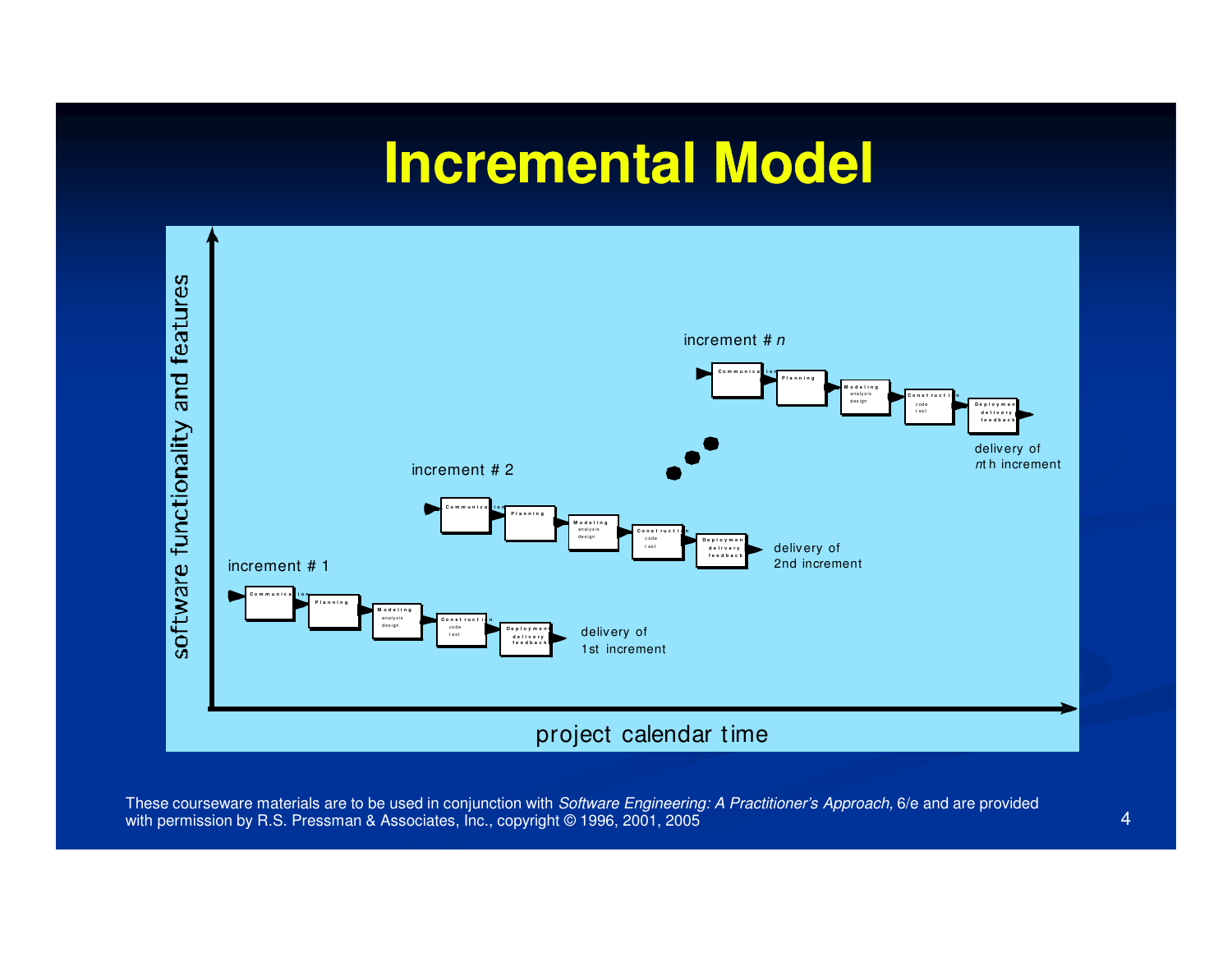# Incremental Model

software functionality and features

increment # 1

Communication → Planning → Modeling (analysis, design) → Construction (code, test) → Deployment (delivery, feedback)

delivery of 1st increment

increment # 2

Communication → Planning → Modeling (analysis, design) → Construction (code, test) → Deployment (delivery, feedback)

delivery of 2nd increment

increment # *n*

Communication → Planning → Modeling (analysis, design) → Construction (code, test) → Deployment (delivery, feedback)

delivery of *n*th increment

project calendar time

These courseware materials are to be used in conjunction with *Software Engineering: A Practitioner's Approach,* 6/e and are provided with permission by R.S. Pressman & Associates, Inc., copyright © 1996, 2001, 2005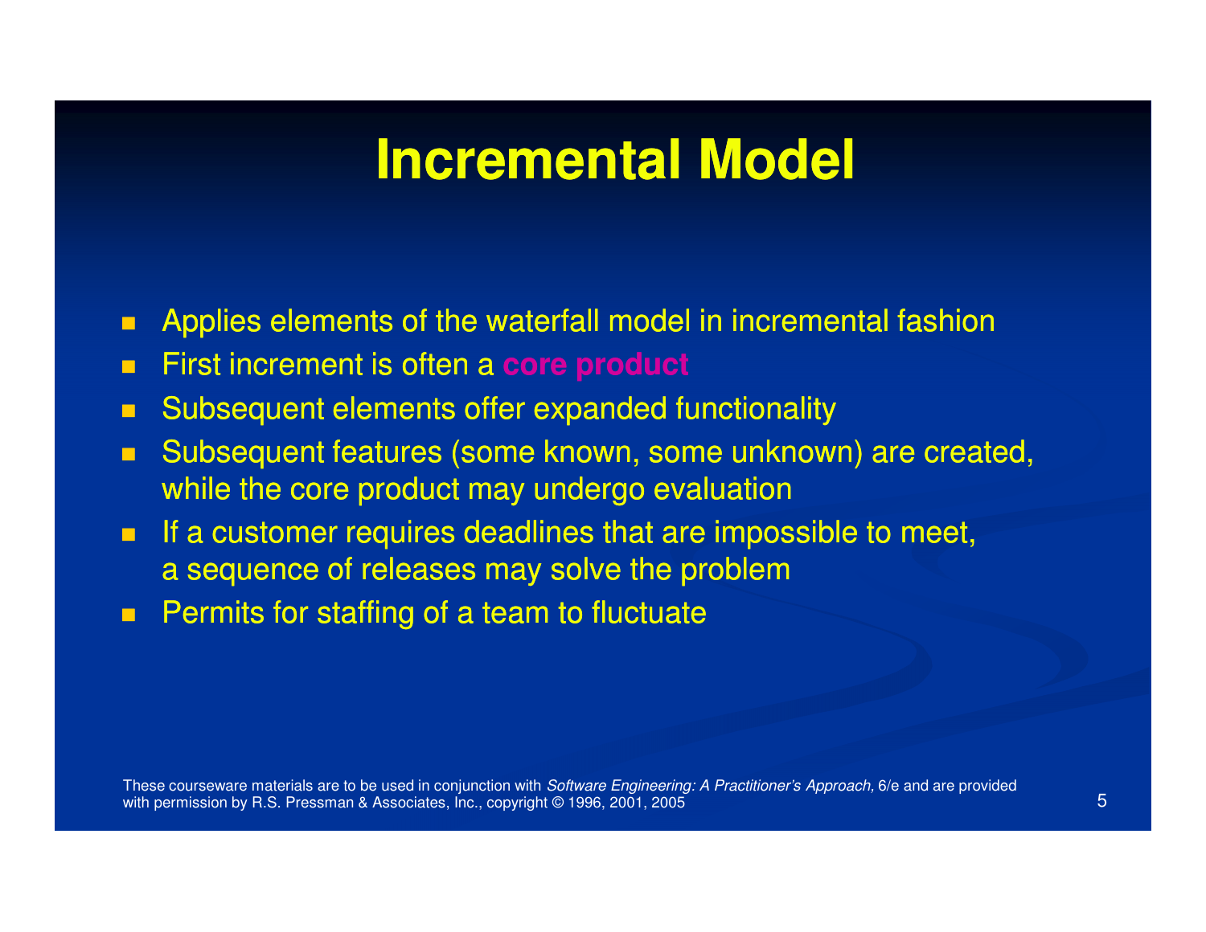# Incremental Model

- Applies elements of the waterfall model in incremental fashion
- First increment is often a **core product**
- Subsequent elements offer expanded functionality
- Subsequent features (some known, some unknown) are created, while the core product may undergo evaluation
- If a customer requires deadlines that are impossible to meet, a sequence of releases may solve the problem
- Permits for staffing of a team to fluctuate

These courseware materials are to be used in conjunction with *Software Engineering: A Practitioner's Approach,* 6/e and are provided with permission by R.S. Pressman & Associates, Inc., copyright © 1996, 2001, 2005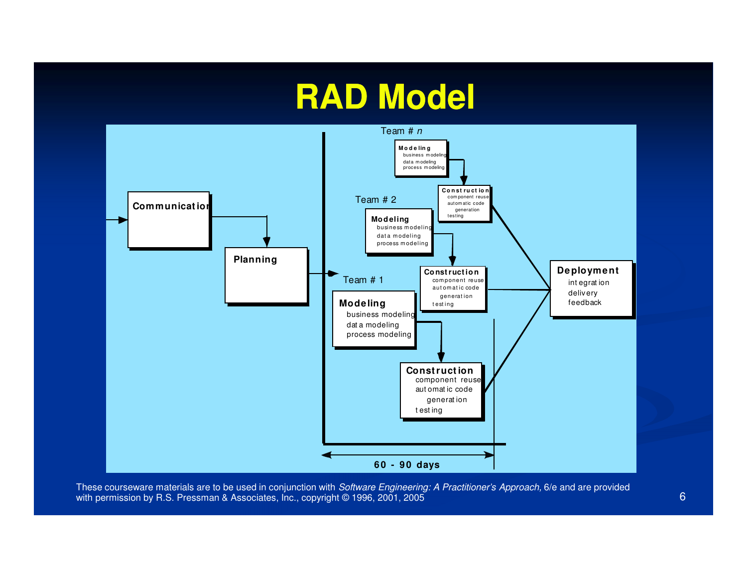# RAD Model

Communication

Planning

Team # *n*

Modeling
business modeling
data modeling
process modeling

Construction
component reuse
automatic code generation
testing

Team # 2

Modeling
business modeling
data modeling
process modeling

Construction
component reuse
automatic code generation
testing

Team # 1

Modeling
business modeling
data modeling
process modeling

Construction
component reuse
automatic code generation
testing

Deployment
integration
delivery
feedback

60 - 90 days

These courseware materials are to be used in conjunction with *Software Engineering: A Practitioner's Approach,* 6/e and are provided with permission by R.S. Pressman & Associates, Inc., copyright © 1996, 2001, 2005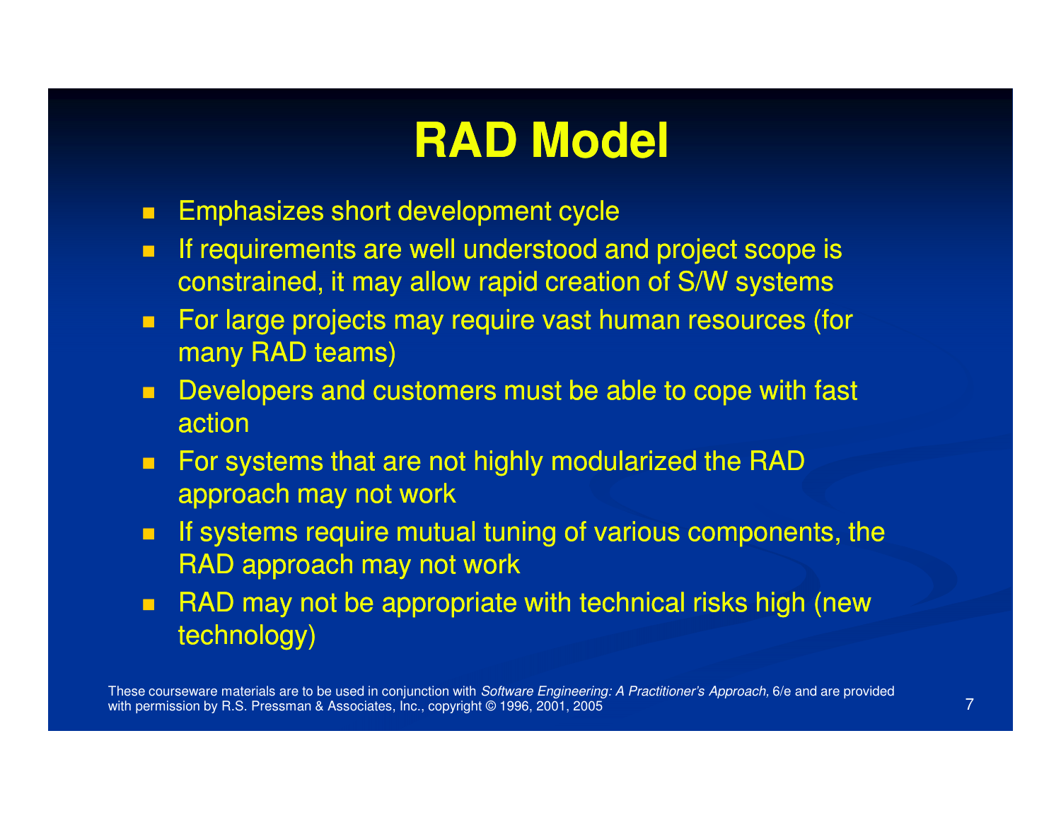# RAD Model

- Emphasizes short development cycle
- If requirements are well understood and project scope is constrained, it may allow rapid creation of S/W systems
- For large projects may require vast human resources (for many RAD teams)
- Developers and customers must be able to cope with fast action
- For systems that are not highly modularized the RAD approach may not work
- If systems require mutual tuning of various components, the RAD approach may not work
- RAD may not be appropriate with technical risks high (new technology)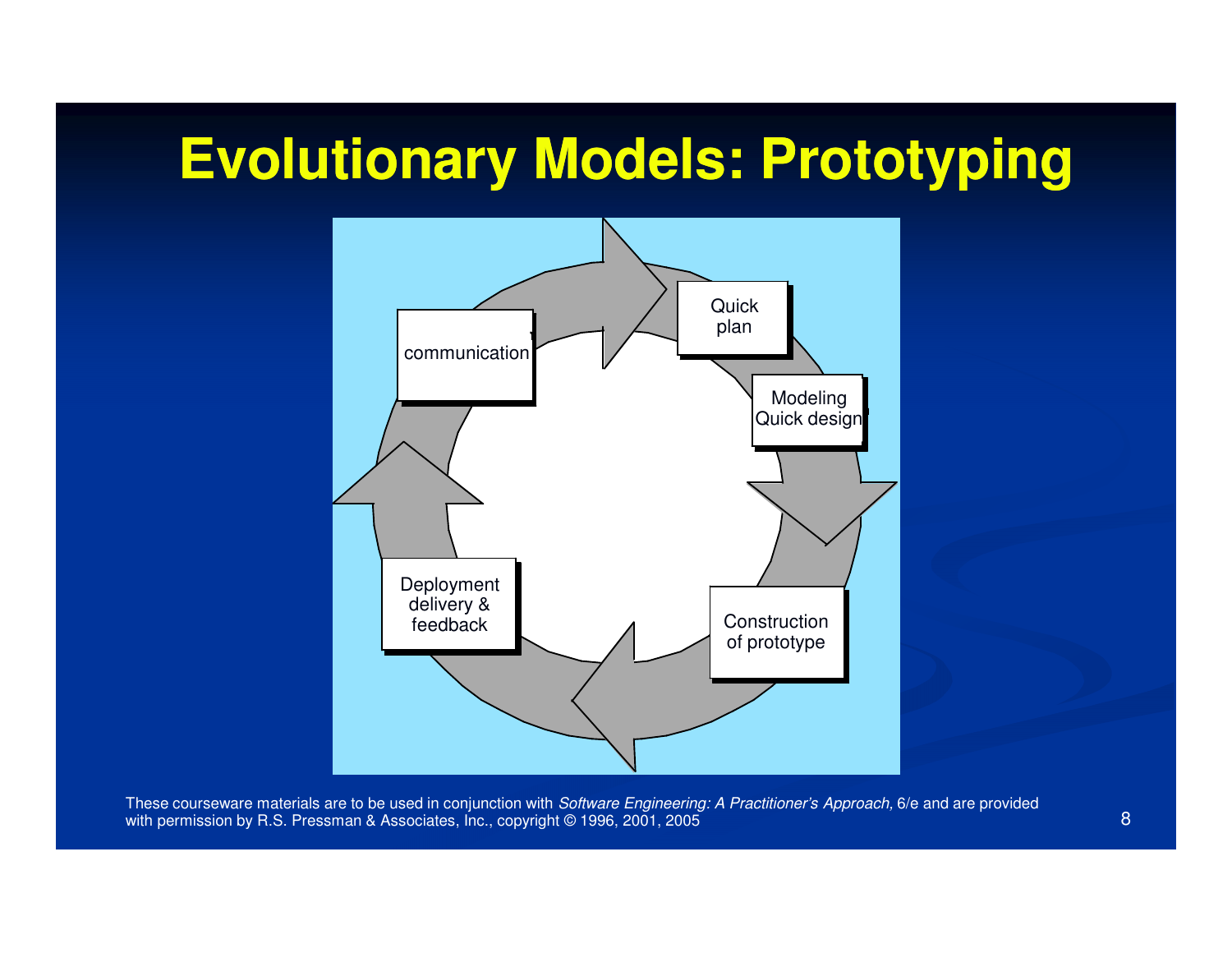# Evolutionary Models: Prototyping

communication

Quick plan

Modeling Quick design

Construction of prototype

Deployment delivery & feedback

These courseware materials are to be used in conjunction with *Software Engineering: A Practitioner's Approach,* 6/e and are provided with permission by R.S. Pressman & Associates, Inc., copyright © 1996, 2001, 2005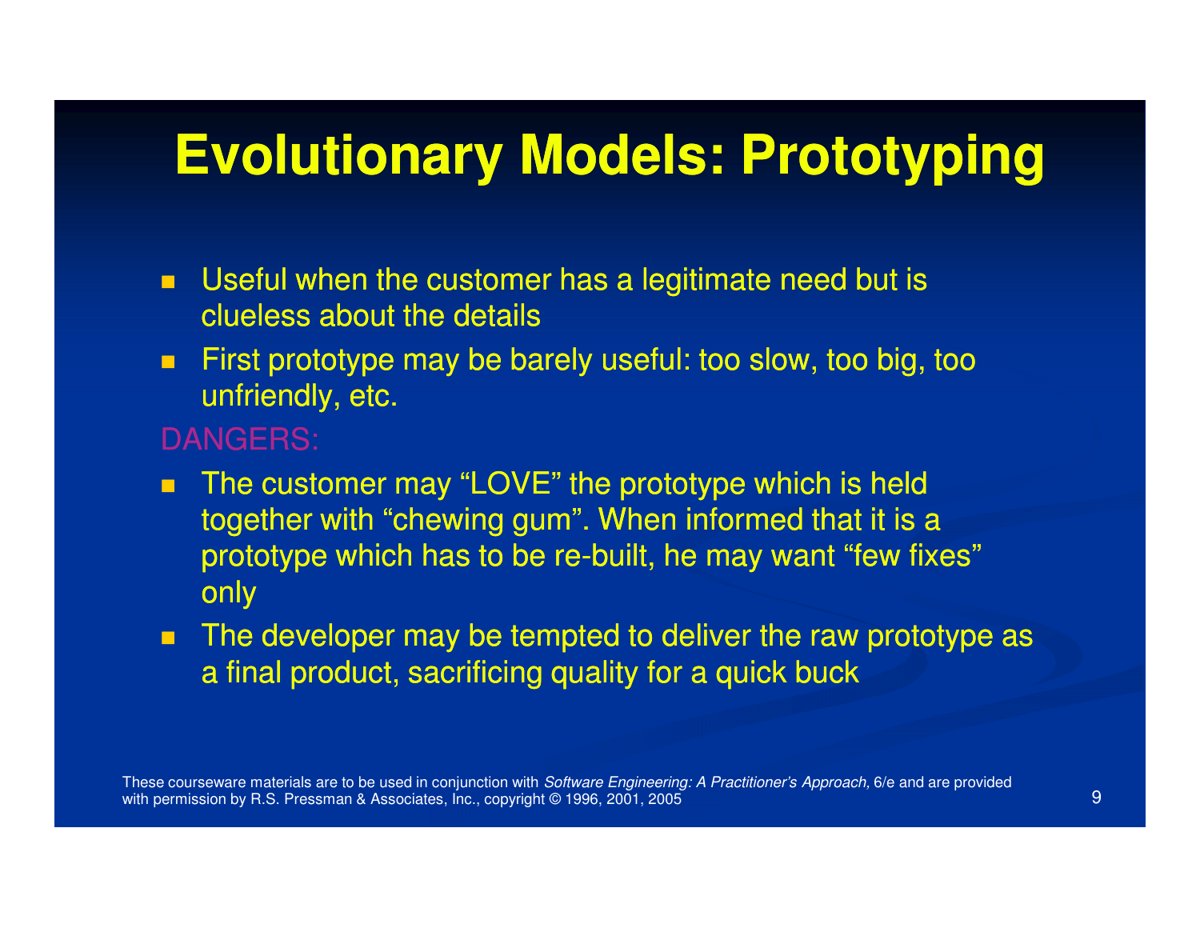# Evolutionary Models: Prototyping

- Useful when the customer has a legitimate need but is clueless about the details
- First prototype may be barely useful: too slow, too big, too unfriendly, etc.

DANGERS:

- The customer may "LOVE" the prototype which is held together with "chewing gum". When informed that it is a prototype which has to be re-built, he may want "few fixes" only
- The developer may be tempted to deliver the raw prototype as a final product, sacrificing quality for a quick buck

These courseware materials are to be used in conjunction with *Software Engineering: A Practitioner's Approach,* 6/e and are provided with permission by R.S. Pressman & Associates, Inc., copyright © 1996, 2001, 2005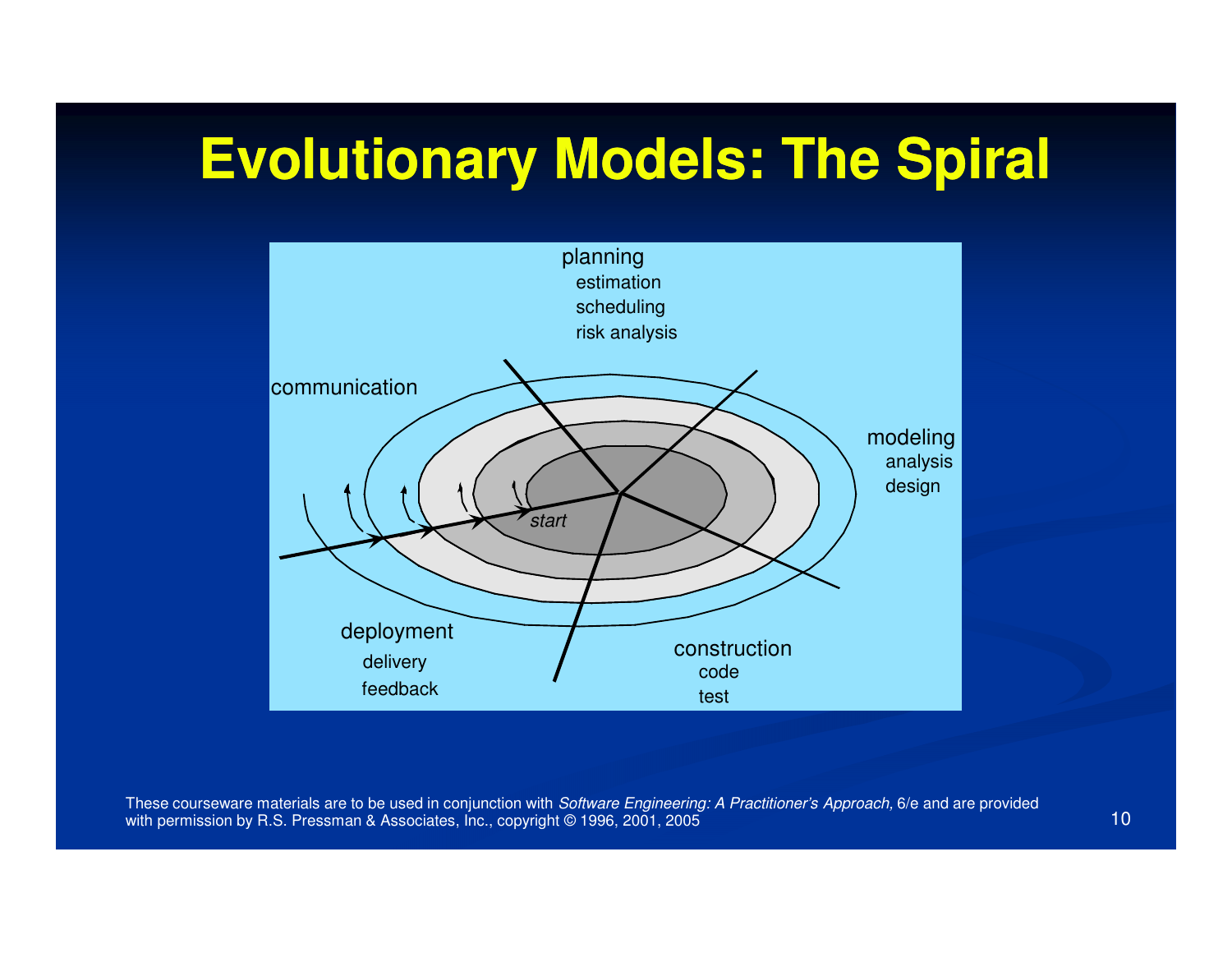# Evolutionary Models: The Spiral

planning
- estimation
- scheduling
- risk analysis

communication

modeling
- analysis
- design

*start*

deployment
- delivery
- feedback

construction
- code
- test

These courseware materials are to be used in conjunction with *Software Engineering: A Practitioner's Approach,* 6/e and are provided with permission by R.S. Pressman & Associates, Inc., copyright © 1996, 2001, 2005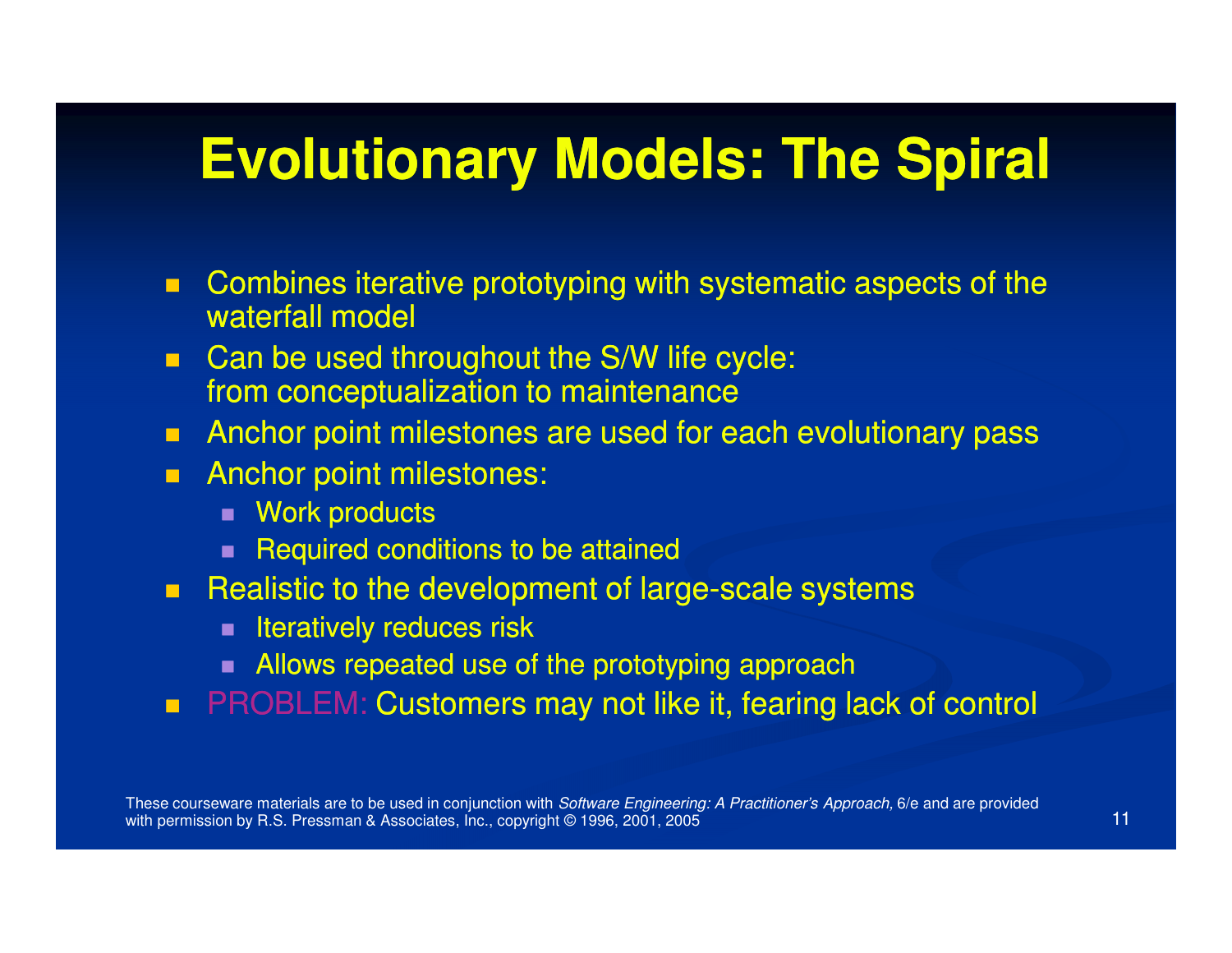# Evolutionary Models: The Spiral

- Combines iterative prototyping with systematic aspects of the waterfall model
- Can be used throughout the S/W life cycle: from conceptualization to maintenance
- Anchor point milestones are used for each evolutionary pass
- Anchor point milestones:
  - Work products
  - Required conditions to be attained
- Realistic to the development of large-scale systems
  - Iteratively reduces risk
  - Allows repeated use of the prototyping approach
- PROBLEM: Customers may not like it, fearing lack of control

These courseware materials are to be used in conjunction with *Software Engineering: A Practitioner's Approach,* 6/e and are provided with permission by R.S. Pressman & Associates, Inc., copyright © 1996, 2001, 2005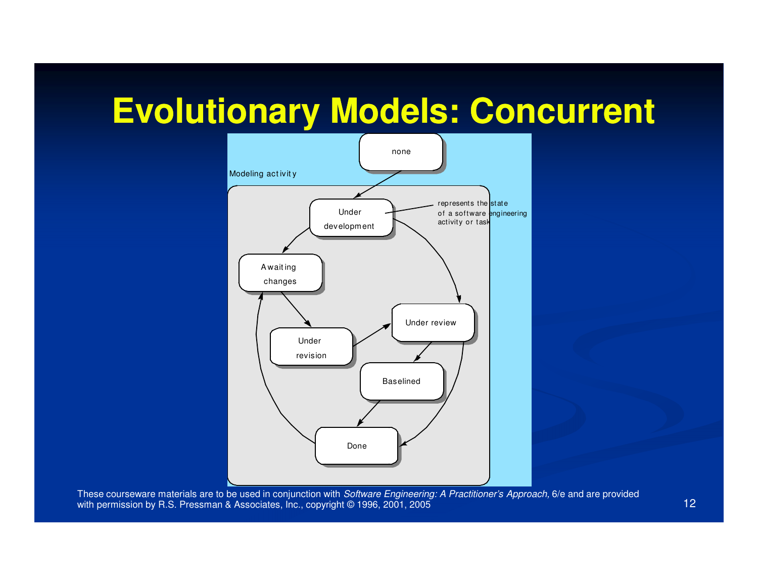# Evolutionary Models: Concurrent

Modeling activity

none

Under development

represents the state of a software engineering activity or task

Awaiting changes

Under review

Under revision

Baselined

Done

These courseware materials are to be used in conjunction with *Software Engineering: A Practitioner's Approach,* 6/e and are provided with permission by R.S. Pressman & Associates, Inc., copyright © 1996, 2001, 2005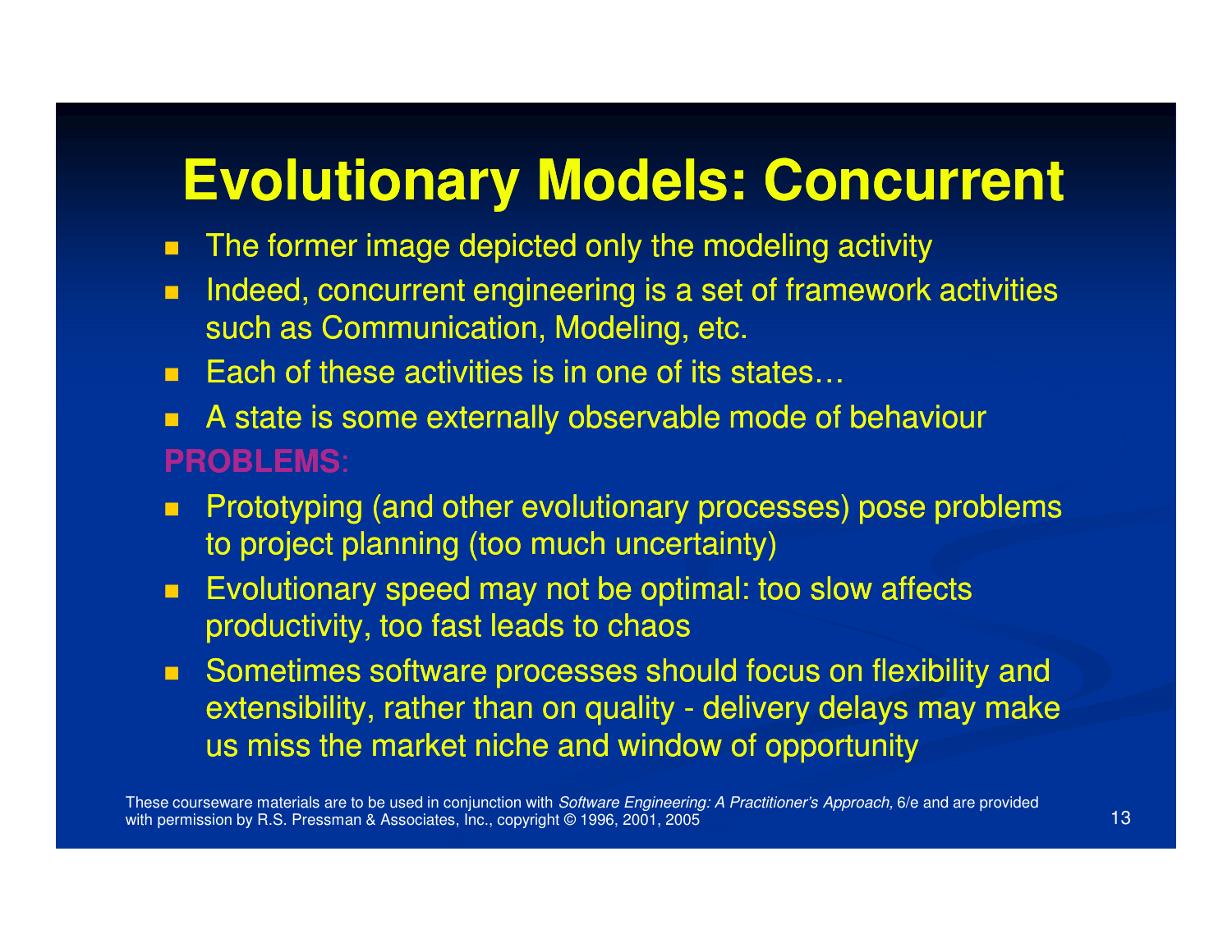# Evolutionary Models: Concurrent

- The former image depicted only the modeling activity
- Indeed, concurrent engineering is a set of framework activities such as Communication, Modeling, etc.
- Each of these activities is in one of its states…
- A state is some externally observable mode of behaviour

**PROBLEMS:**

- Prototyping (and other evolutionary processes) pose problems to project planning (too much uncertainty)
- Evolutionary speed may not be optimal: too slow affects productivity, too fast leads to chaos
- Sometimes software processes should focus on flexibility and extensibility, rather than on quality - delivery delays may make us miss the market niche and window of opportunity

These courseware materials are to be used in conjunction with *Software Engineering: A Practitioner's Approach,* 6/e and are provided with permission by R.S. Pressman & Associates, Inc., copyright © 1996, 2001, 2005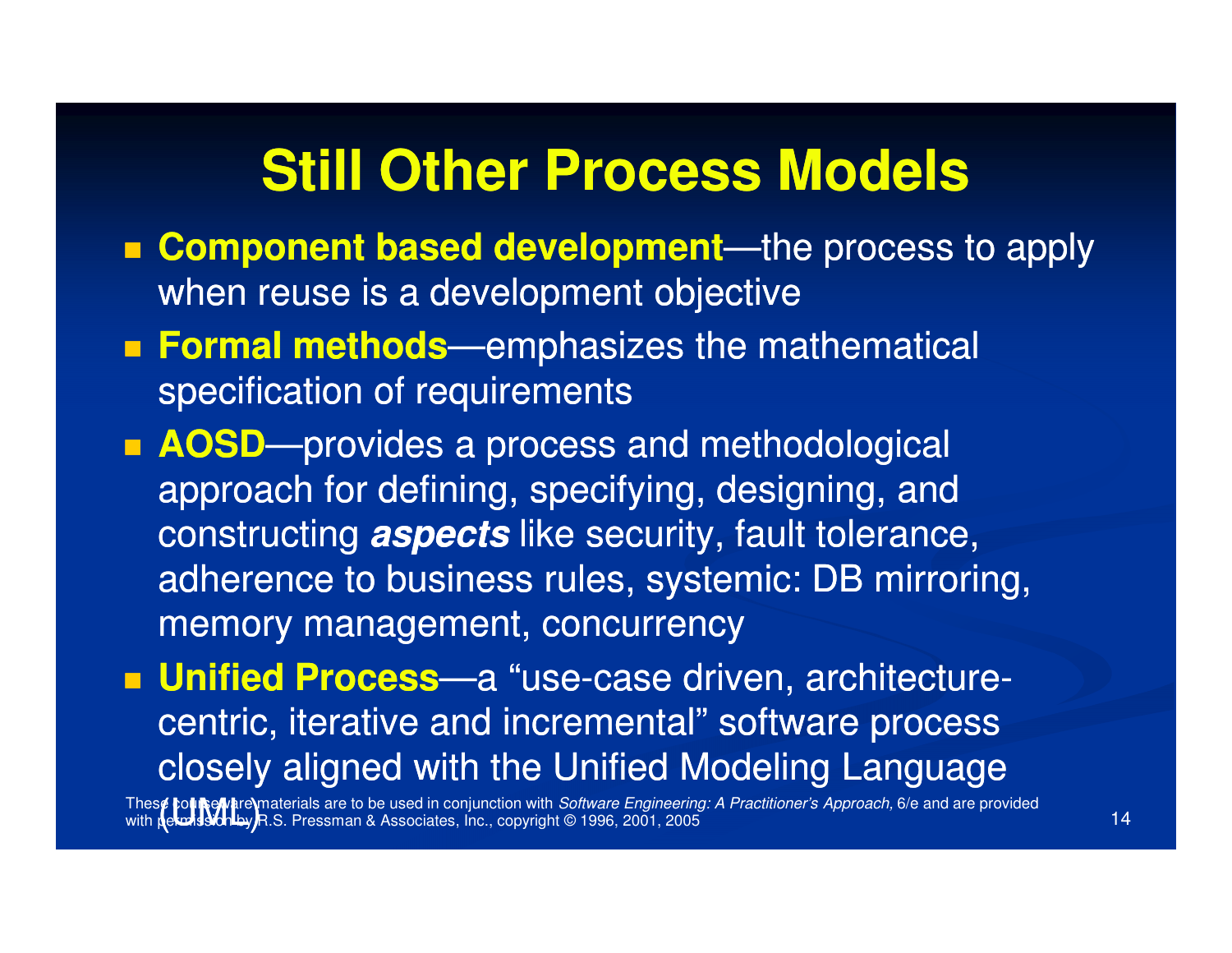# Still Other Process Models

- **Component based development**—the process to apply when reuse is a development objective
- **Formal methods**—emphasizes the mathematical specification of requirements
- **AOSD**—provides a process and methodological approach for defining, specifying, designing, and constructing ***aspects*** like security, fault tolerance, adherence to business rules, systemic: DB mirroring, memory management, concurrency
- **Unified Process**—a "use-case driven, architecture-centric, iterative and incremental" software process closely aligned with the Unified Modeling Language (UML)

These courseware materials are to be used in conjunction with *Software Engineering: A Practitioner's Approach,* 6/e and are provided with permission by R.S. Pressman & Associates, Inc., copyright © 1996, 2001, 2005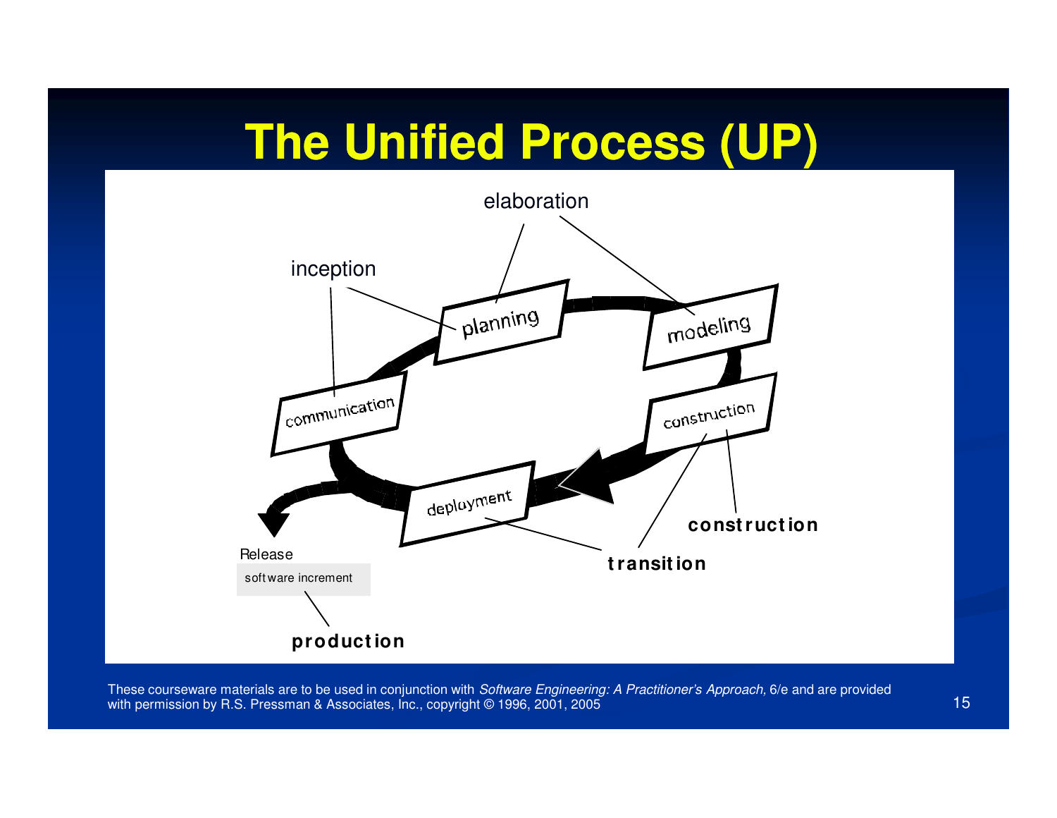# The Unified Process (UP)

elaboration

inception

planning

modeling

communication

construction

deployment

construction

transition

Release

software increment

production

These courseware materials are to be used in conjunction with *Software Engineering: A Practitioner's Approach,* 6/e and are provided with permission by R.S. Pressman & Associates, Inc., copyright © 1996, 2001, 2005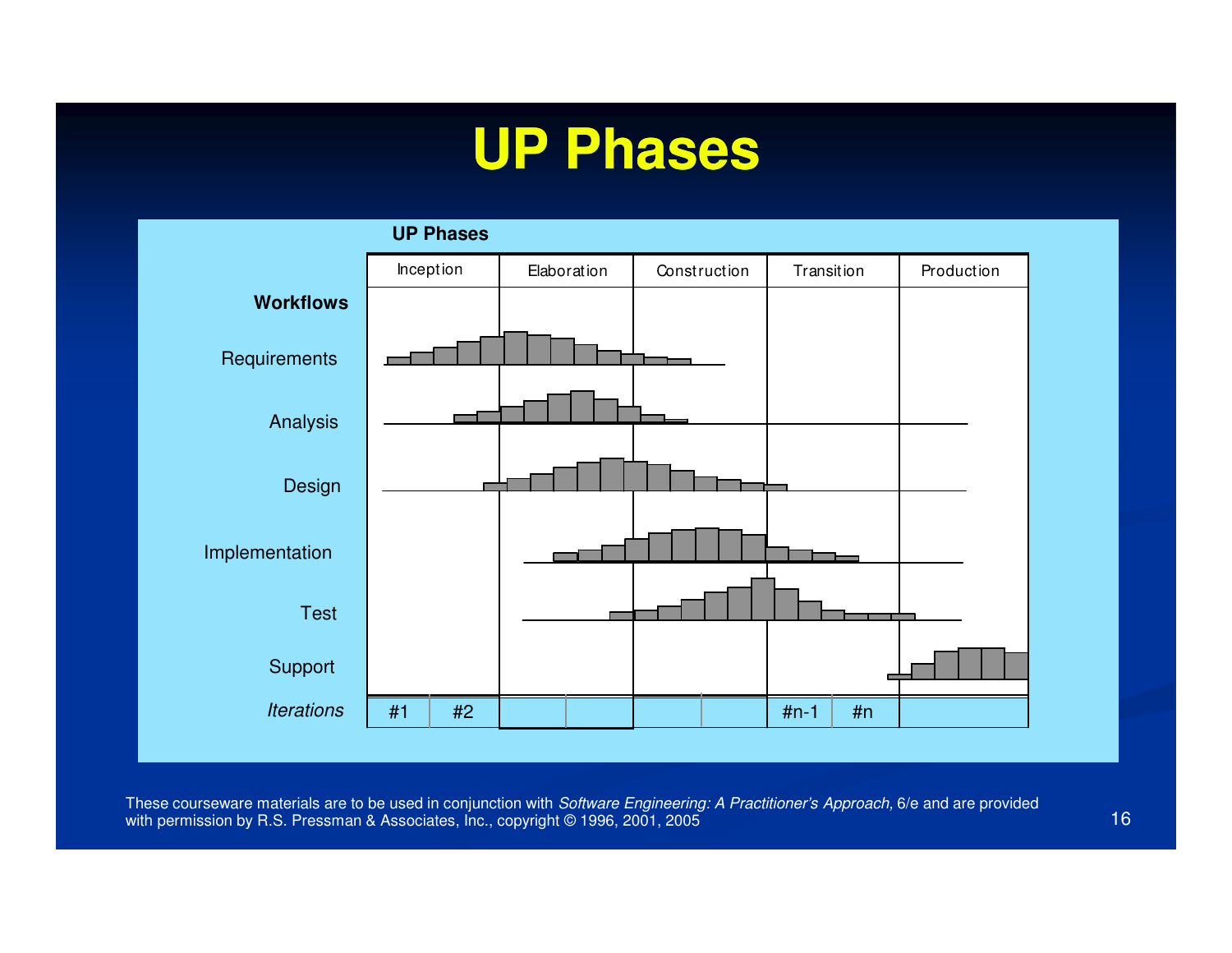# UP Phases

**UP Phases**

| Workflows | Inception | Elaboration | Construction | Transition | Production |
|---|---|---|---|---|---|
| Requirements | | | | | |
| Analysis | | | | | |
| Design | | | | | |
| Implementation | | | | | |
| Test | | | | | |
| Support | | | | | |
| *Iterations* | #1 #2 | | | #n-1 #n | |

These courseware materials are to be used in conjunction with *Software Engineering: A Practitioner's Approach,* 6/e and are provided with permission by R.S. Pressman & Associates, Inc., copyright © 1996, 2001, 2005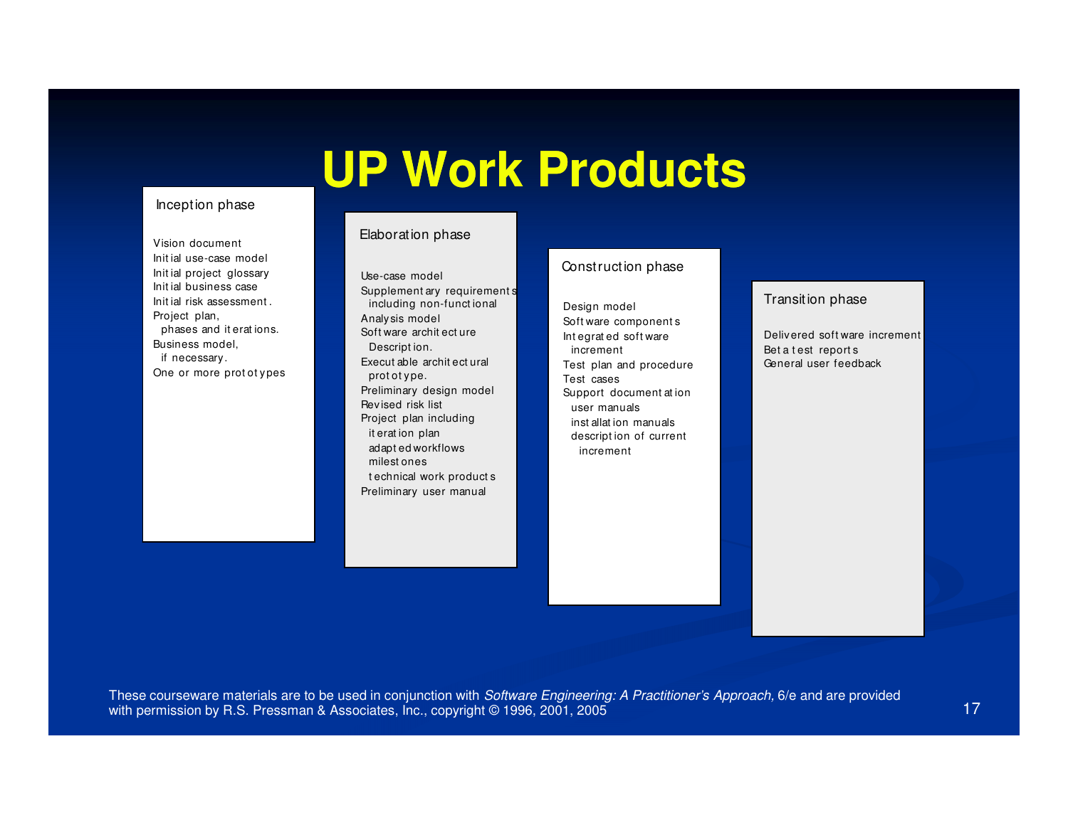# UP Work Products

### Inception phase

- Vision document
- Initial use-case model
- Initial project glossary
- Initial business case
- Initial risk assessment.
- Project plan,
  - phases and iterations.
- Business model,
  - if necessary.
- One or more prototypes

### Elaboration phase

- Use-case model
- Supplementary requirements
  - including non-functional
- Analysis model
- Software architecture
  - Description.
- Executable architectural
  - prototype.
- Preliminary design model
- Revised risk list
- Project plan including
  - iteration plan
  - adapted workflows
  - milestones
  - technical work products
- Preliminary user manual

### Construction phase

- Design model
- Software components
- Integrated software
  - increment
- Test plan and procedure
- Test cases
- Support documentation
  - user manuals
  - installation manuals
  - description of current
    - increment

### Transition phase

- Delivered software increment
- Beta test reports
- General user feedback

These courseware materials are to be used in conjunction with *Software Engineering: A Practitioner's Approach,* 6/e and are provided with permission by R.S. Pressman & Associates, Inc., copyright © 1996, 2001, 2005